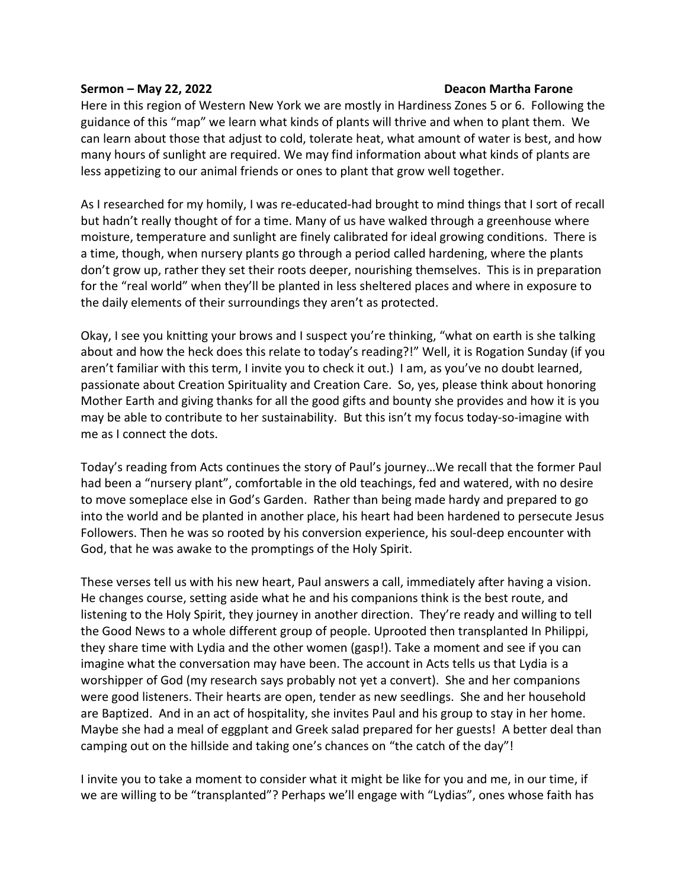**Sermon – May 22, 2022** **Deacon Martha Farone**

Here in this region of Western New York we are mostly in Hardiness Zones 5 or 6. Following the guidance of this "map" we learn what kinds of plants will thrive and when to plant them. We can learn about those that adjust to cold, tolerate heat, what amount of water is best, and how many hours of sunlight are required. We may find information about what kinds of plants are less appetizing to our animal friends or ones to plant that grow well together.

As I researched for my homily, I was re-educated-had brought to mind things that I sort of recall but hadn't really thought of for a time. Many of us have walked through a greenhouse where moisture, temperature and sunlight are finely calibrated for ideal growing conditions. There is a time, though, when nursery plants go through a period called hardening, where the plants don't grow up, rather they set their roots deeper, nourishing themselves. This is in preparation for the "real world" when they'll be planted in less sheltered places and where in exposure to the daily elements of their surroundings they aren't as protected.

Okay, I see you knitting your brows and I suspect you're thinking, "what on earth is she talking about and how the heck does this relate to today's reading?!" Well, it is Rogation Sunday (if you aren't familiar with this term, I invite you to check it out.) I am, as you've no doubt learned, passionate about Creation Spirituality and Creation Care. So, yes, please think about honoring Mother Earth and giving thanks for all the good gifts and bounty she provides and how it is you may be able to contribute to her sustainability. But this isn't my focus today-so-imagine with me as I connect the dots.

Today's reading from Acts continues the story of Paul's journey…We recall that the former Paul had been a "nursery plant", comfortable in the old teachings, fed and watered, with no desire to move someplace else in God's Garden. Rather than being made hardy and prepared to go into the world and be planted in another place, his heart had been hardened to persecute Jesus Followers. Then he was so rooted by his conversion experience, his soul-deep encounter with God, that he was awake to the promptings of the Holy Spirit.

These verses tell us with his new heart, Paul answers a call, immediately after having a vision. He changes course, setting aside what he and his companions think is the best route, and listening to the Holy Spirit, they journey in another direction. They're ready and willing to tell the Good News to a whole different group of people. Uprooted then transplanted In Philippi, they share time with Lydia and the other women (gasp!). Take a moment and see if you can imagine what the conversation may have been. The account in Acts tells us that Lydia is a worshipper of God (my research says probably not yet a convert). She and her companions were good listeners. Their hearts are open, tender as new seedlings. She and her household are Baptized. And in an act of hospitality, she invites Paul and his group to stay in her home. Maybe she had a meal of eggplant and Greek salad prepared for her guests! A better deal than camping out on the hillside and taking one's chances on "the catch of the day"!

I invite you to take a moment to consider what it might be like for you and me, in our time, if we are willing to be "transplanted"? Perhaps we'll engage with "Lydias", ones whose faith has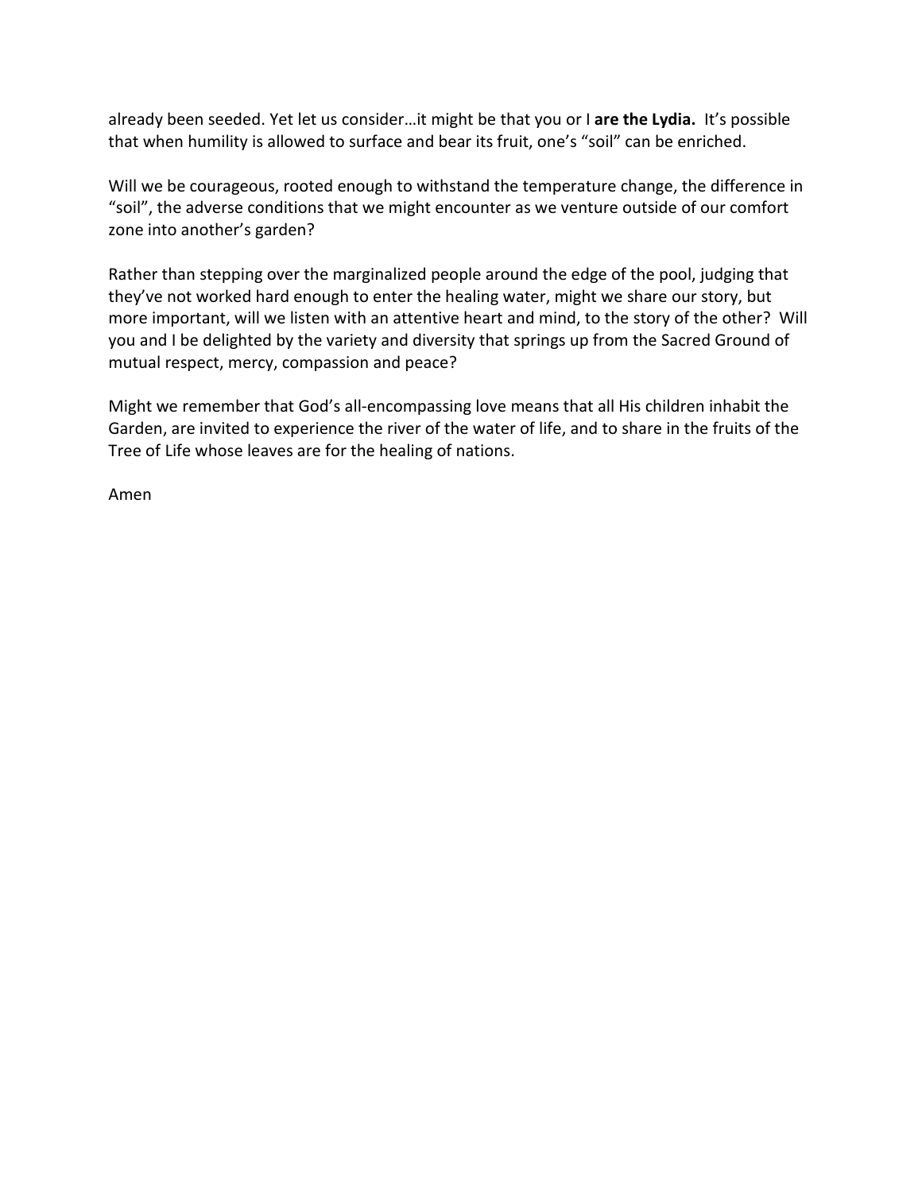already been seeded. Yet let us consider…it might be that you or I **are the Lydia.** It's possible that when humility is allowed to surface and bear its fruit, one's "soil" can be enriched.

Will we be courageous, rooted enough to withstand the temperature change, the difference in "soil", the adverse conditions that we might encounter as we venture outside of our comfort zone into another's garden?

Rather than stepping over the marginalized people around the edge of the pool, judging that they've not worked hard enough to enter the healing water, might we share our story, but more important, will we listen with an attentive heart and mind, to the story of the other? Will you and I be delighted by the variety and diversity that springs up from the Sacred Ground of mutual respect, mercy, compassion and peace?

Might we remember that God's all-encompassing love means that all His children inhabit the Garden, are invited to experience the river of the water of life, and to share in the fruits of the Tree of Life whose leaves are for the healing of nations.

Amen